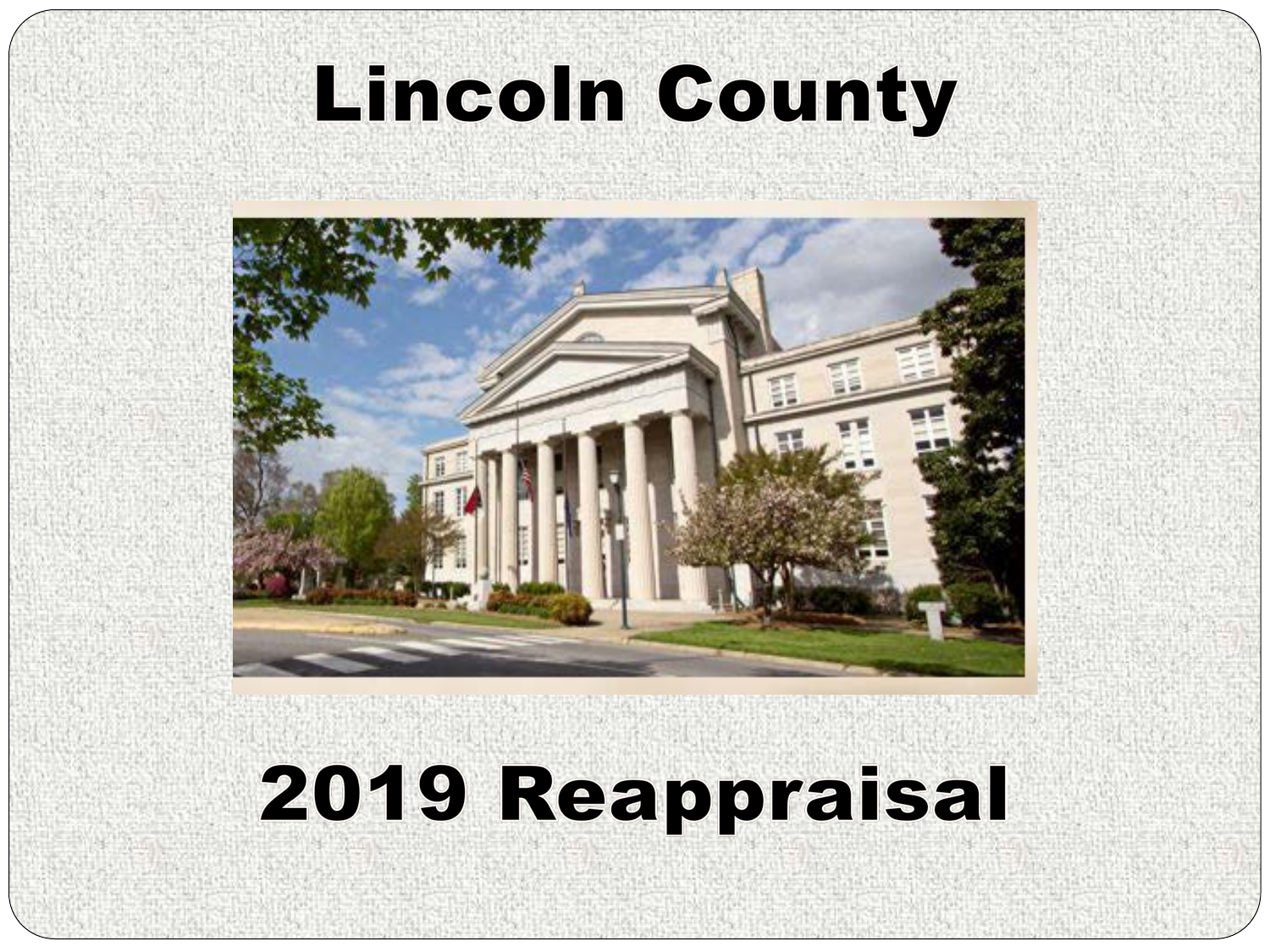# Lincoln County

# 2019 Reappraisal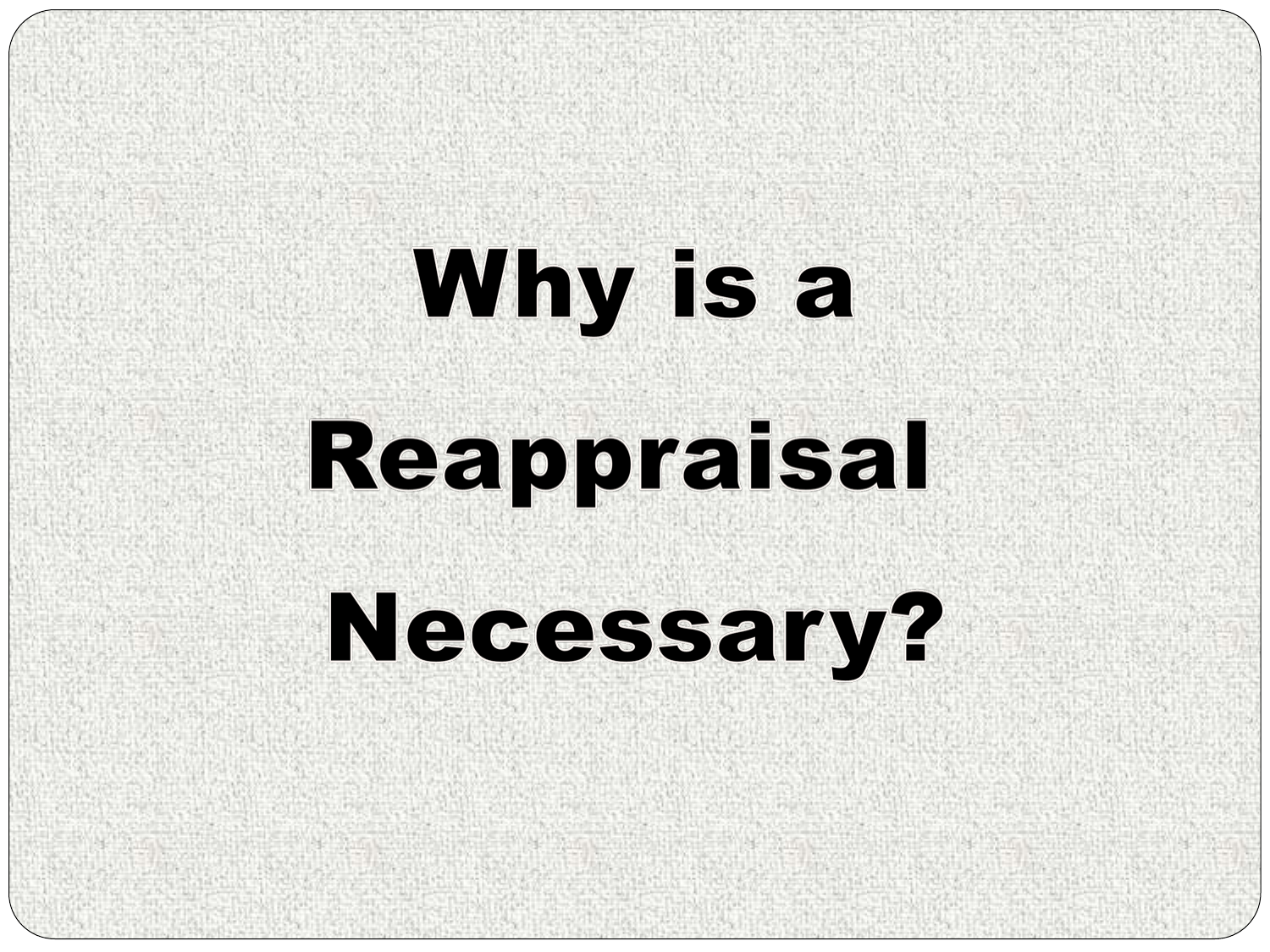# Why is a Reappraisal Necessary?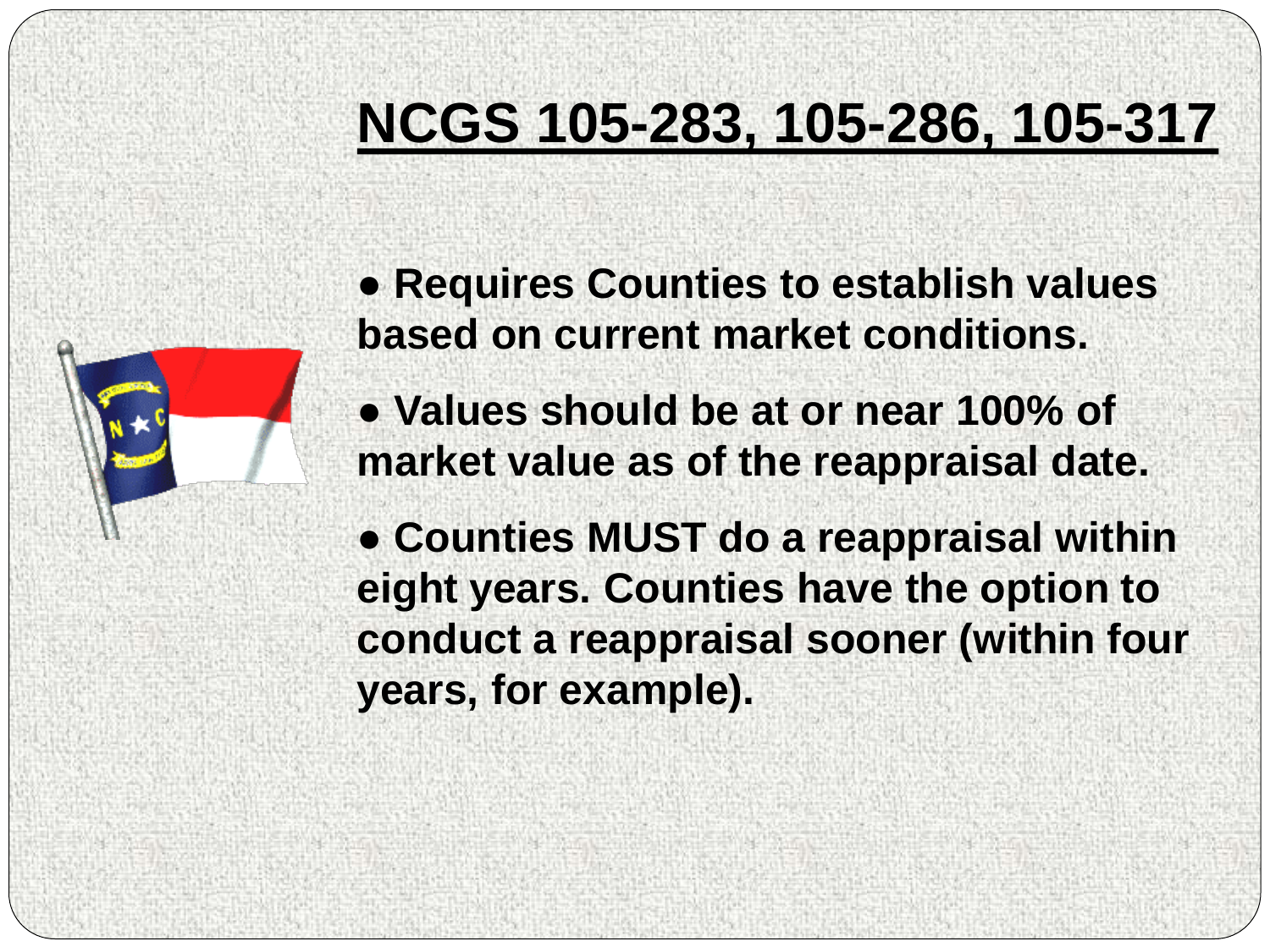# NCGS 105-283, 105-286, 105-317

- Requires Counties to establish values based on current market conditions.
- Values should be at or near 100% of market value as of the reappraisal date.
- Counties MUST do a reappraisal within eight years. Counties have the option to conduct a reappraisal sooner (within four years, for example).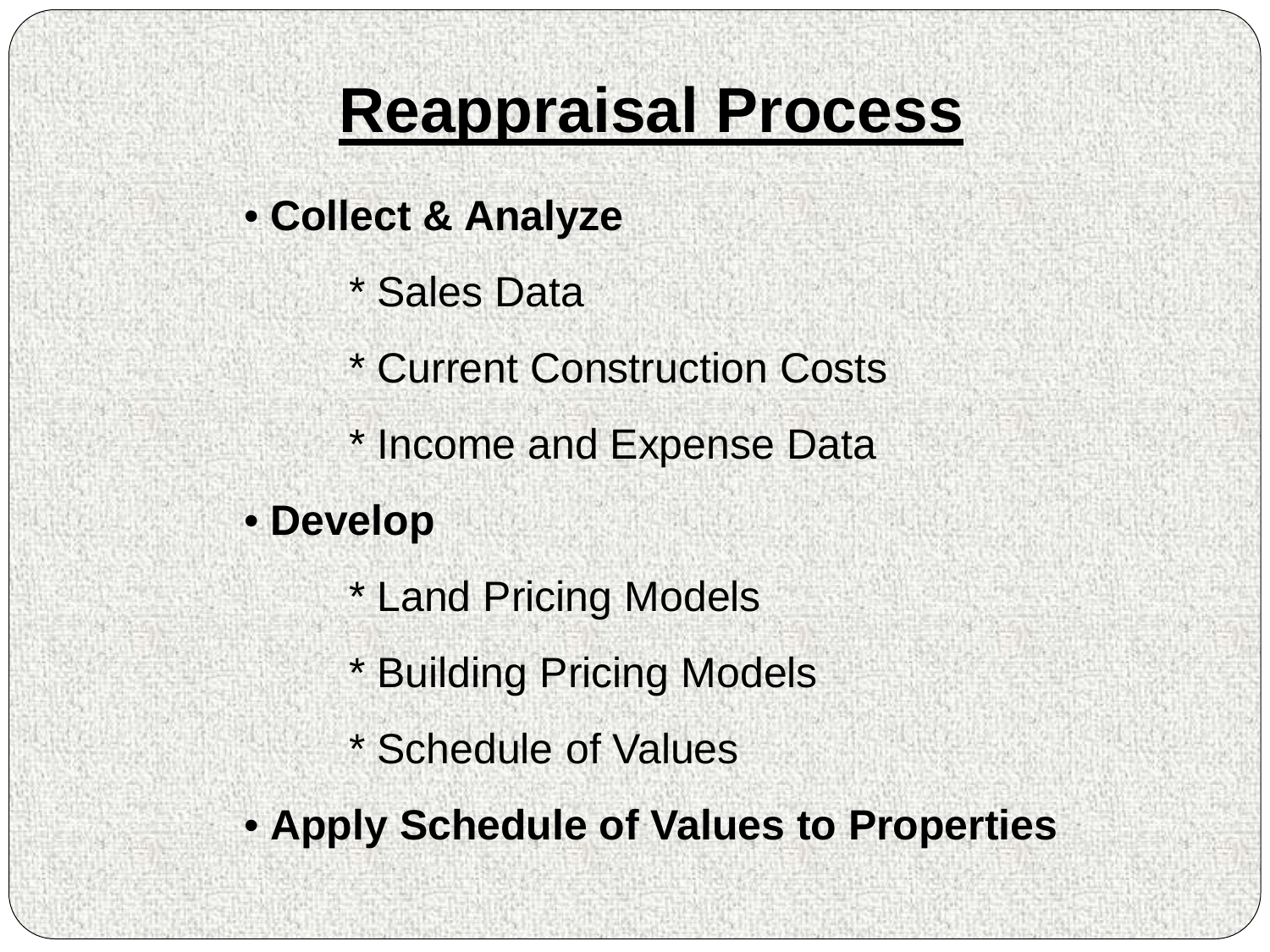# Reappraisal Process

- **Collect & Analyze**
  - * Sales Data
  - * Current Construction Costs
  - * Income and Expense Data
- **Develop**
  - * Land Pricing Models
  - * Building Pricing Models
  - * Schedule of Values
- **Apply Schedule of Values to Properties**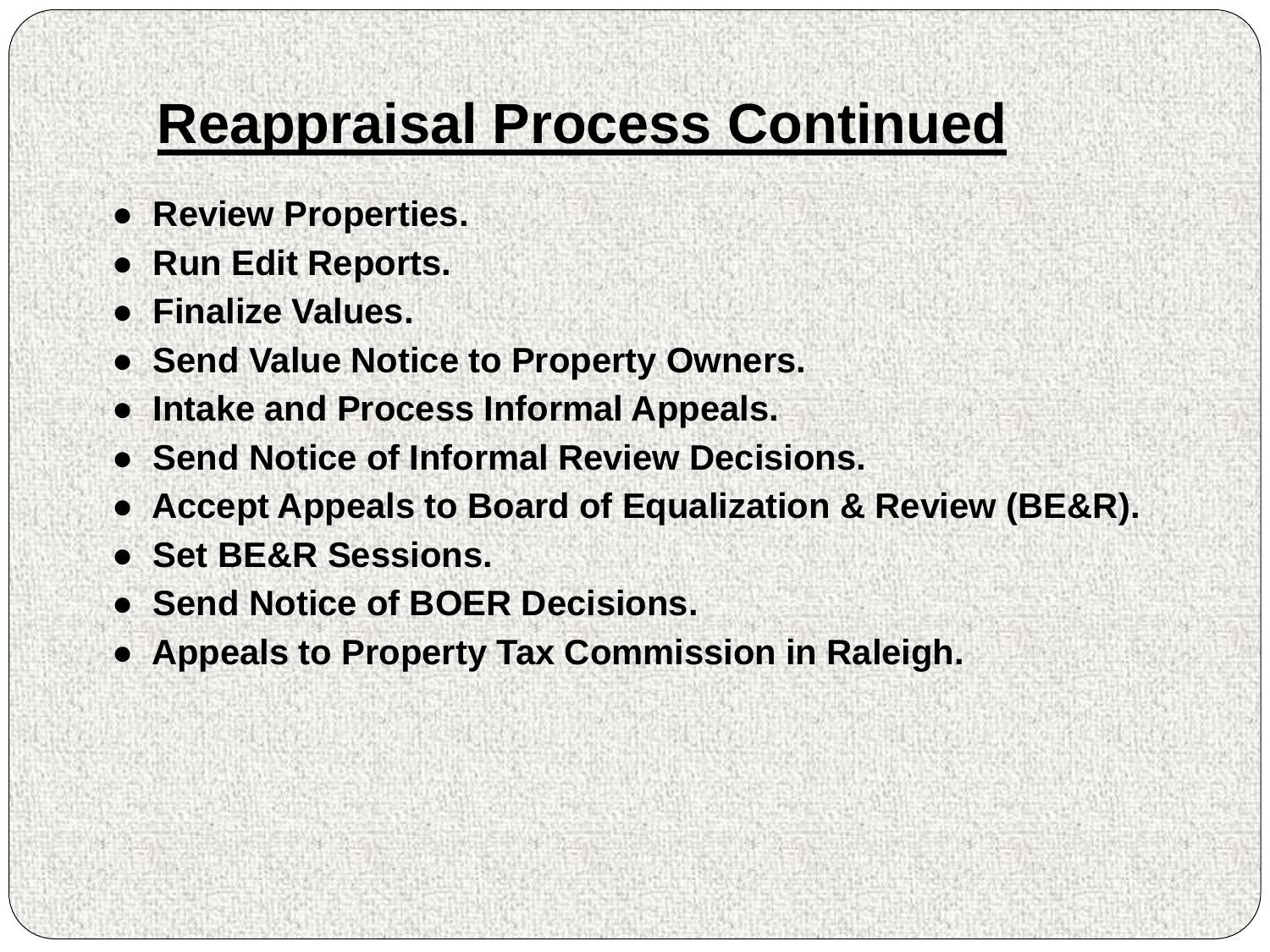# Reappraisal Process Continued

- **Review Properties.**
- **Run Edit Reports.**
- **Finalize Values.**
- **Send Value Notice to Property Owners.**
- **Intake and Process Informal Appeals.**
- **Send Notice of Informal Review Decisions.**
- **Accept Appeals to Board of Equalization & Review (BE&R).**
- **Set BE&R Sessions.**
- **Send Notice of BOER Decisions.**
- **Appeals to Property Tax Commission in Raleigh.**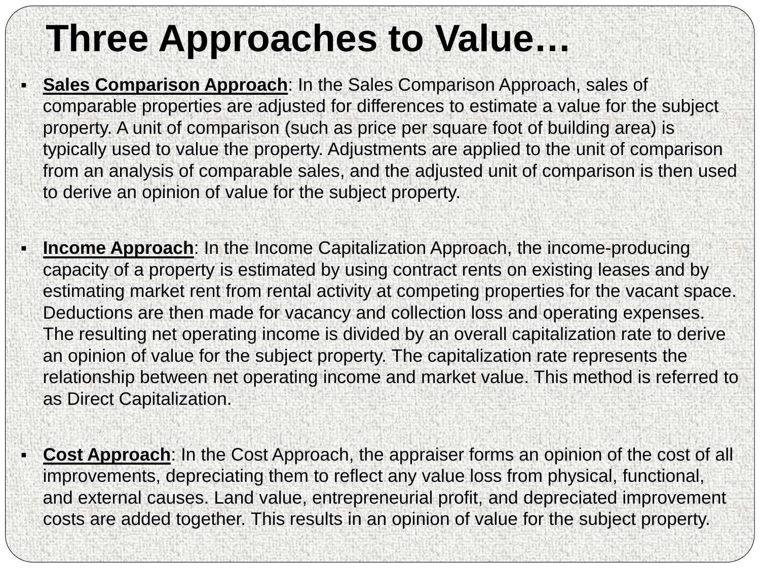# Three Approaches to Value…

- **Sales Comparison Approach**: In the Sales Comparison Approach, sales of comparable properties are adjusted for differences to estimate a value for the subject property. A unit of comparison (such as price per square foot of building area) is typically used to value the property. Adjustments are applied to the unit of comparison from an analysis of comparable sales, and the adjusted unit of comparison is then used to derive an opinion of value for the subject property.

- **Income Approach**: In the Income Capitalization Approach, the income-producing capacity of a property is estimated by using contract rents on existing leases and by estimating market rent from rental activity at competing properties for the vacant space. Deductions are then made for vacancy and collection loss and operating expenses. The resulting net operating income is divided by an overall capitalization rate to derive an opinion of value for the subject property. The capitalization rate represents the relationship between net operating income and market value. This method is referred to as Direct Capitalization.

- **Cost Approach**: In the Cost Approach, the appraiser forms an opinion of the cost of all improvements, depreciating them to reflect any value loss from physical, functional, and external causes. Land value, entrepreneurial profit, and depreciated improvement costs are added together. This results in an opinion of value for the subject property.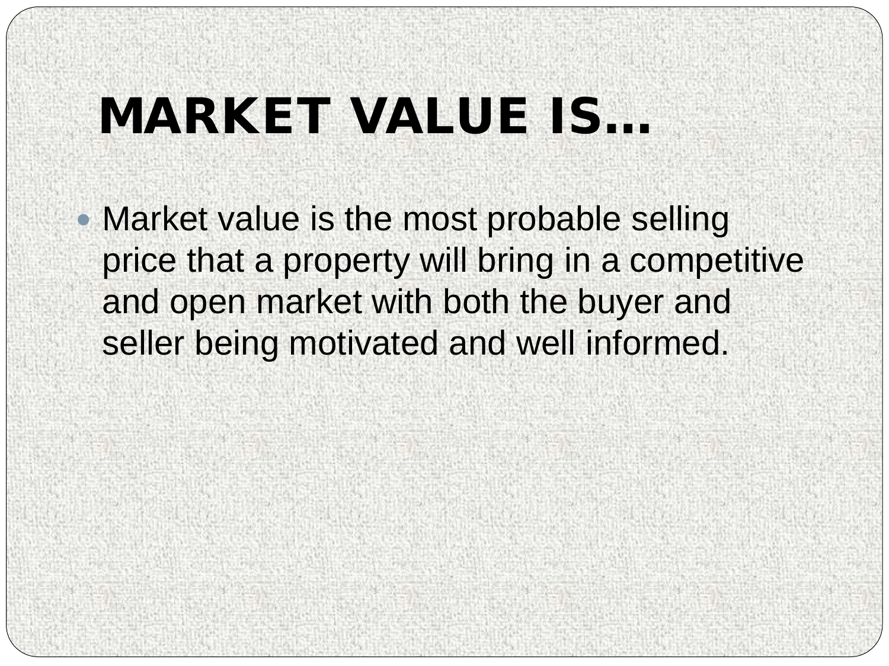# MARKET VALUE IS…

- Market value is the most probable selling price that a property will bring in a competitive and open market with both the buyer and seller being motivated and well informed.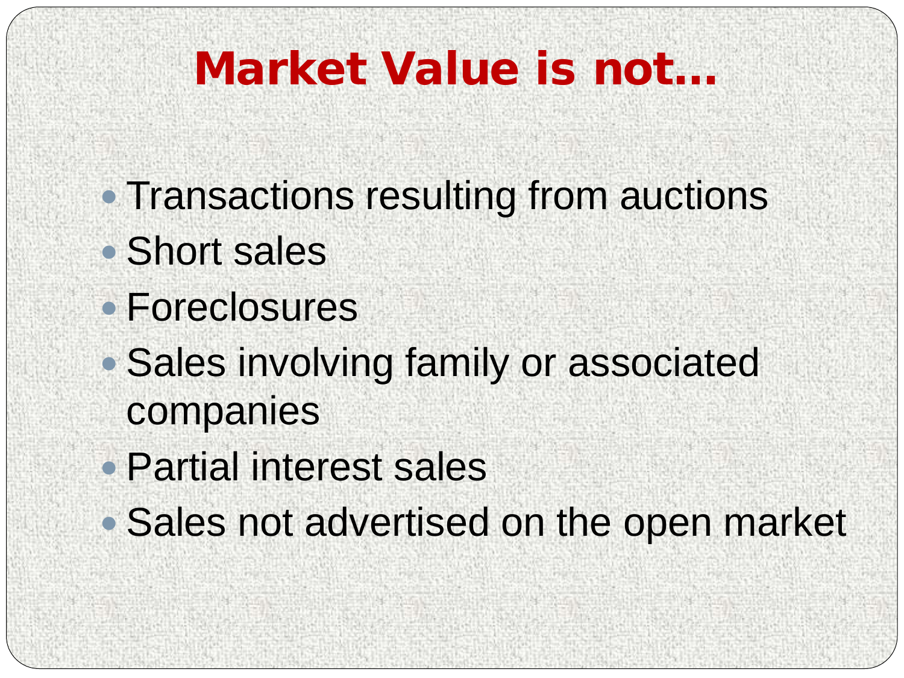# Market Value is not…

- Transactions resulting from auctions
- Short sales
- Foreclosures
- Sales involving family or associated companies
- Partial interest sales
- Sales not advertised on the open market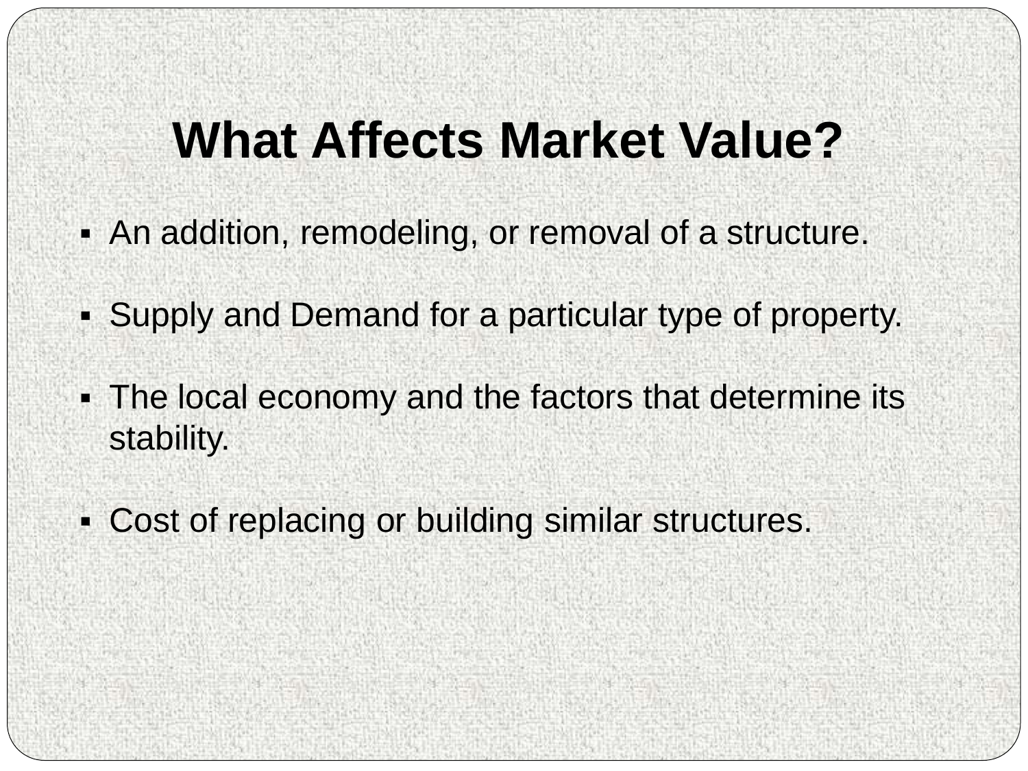# What Affects Market Value?

- An addition, remodeling, or removal of a structure.
- Supply and Demand for a particular type of property.
- The local economy and the factors that determine its stability.
- Cost of replacing or building similar structures.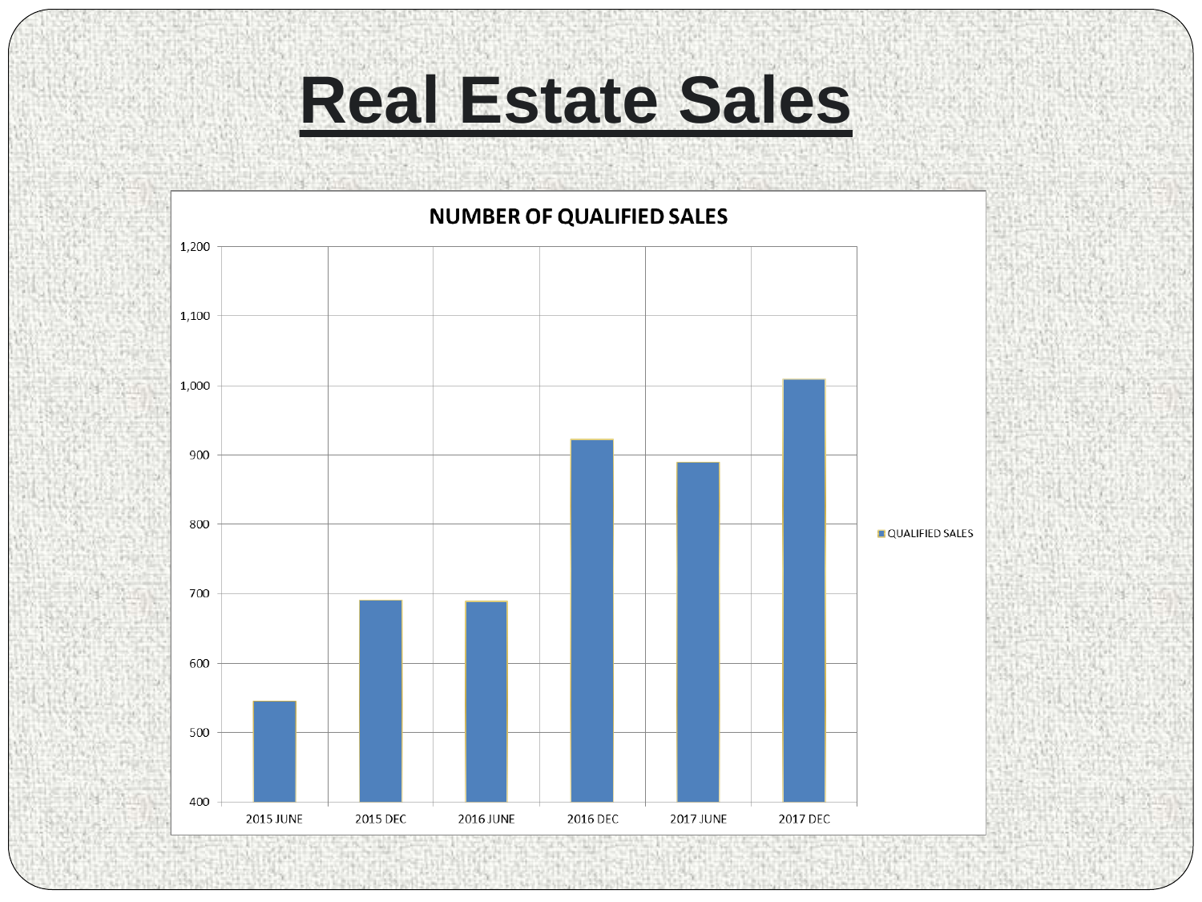# Real Estate Sales

**NUMBER OF QUALIFIED SALES**

| Period | QUALIFIED SALES |
|---|---|
| 2015 JUNE | ~545 |
| 2015 DEC | ~690 |
| 2016 JUNE | ~688 |
| 2016 DEC | ~922 |
| 2017 JUNE | ~889 |
| 2017 DEC | ~1,009 |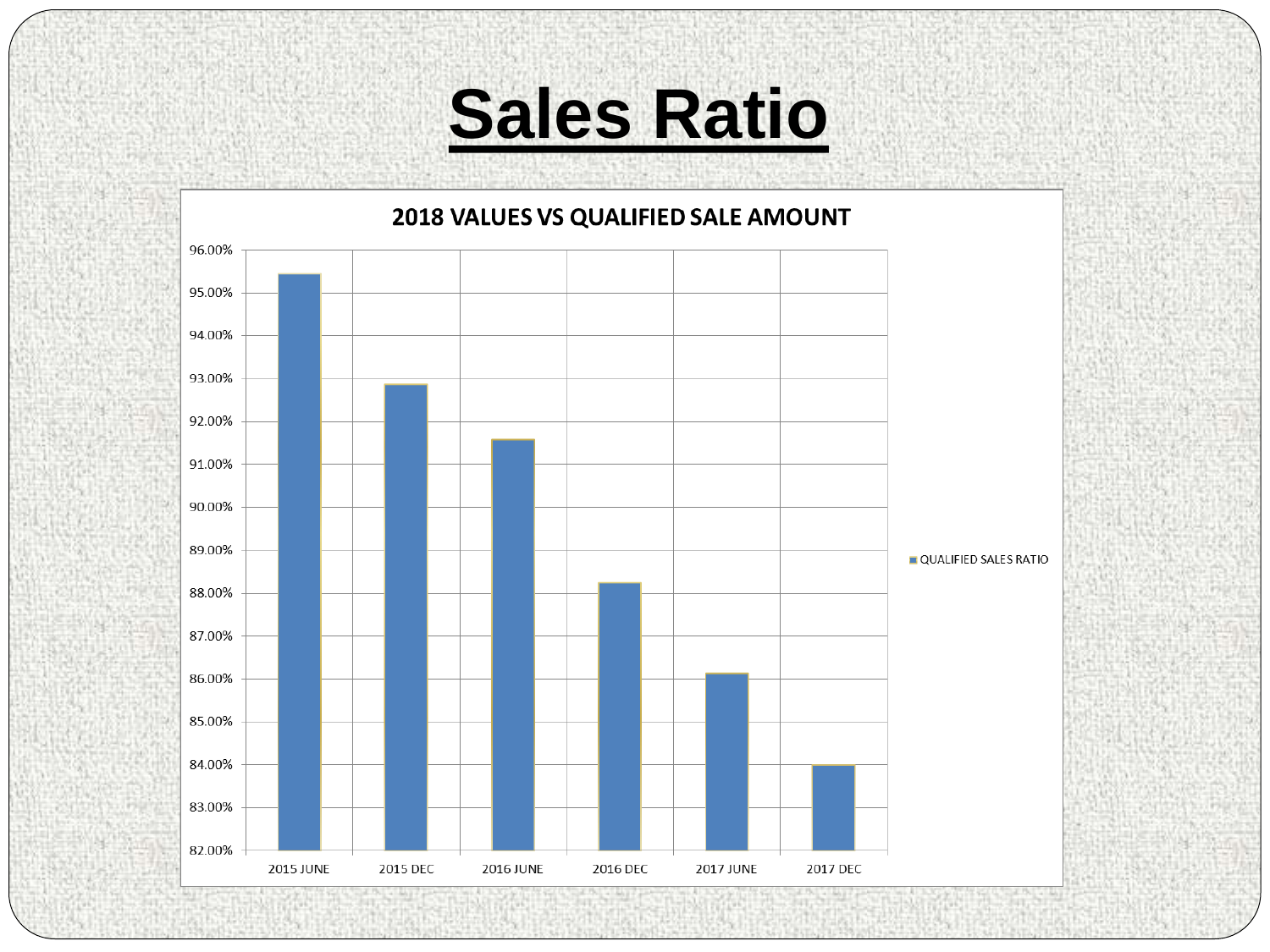# Sales Ratio

**2018 VALUES VS QUALIFIED SALE AMOUNT**

| Period | QUALIFIED SALES RATIO |
|---|---|
| 2015 JUNE | ~95.45% |
| 2015 DEC | ~92.85% |
| 2016 JUNE | ~91.55% |
| 2016 DEC | ~88.25% |
| 2017 JUNE | ~86.15% |
| 2017 DEC | ~84.00% |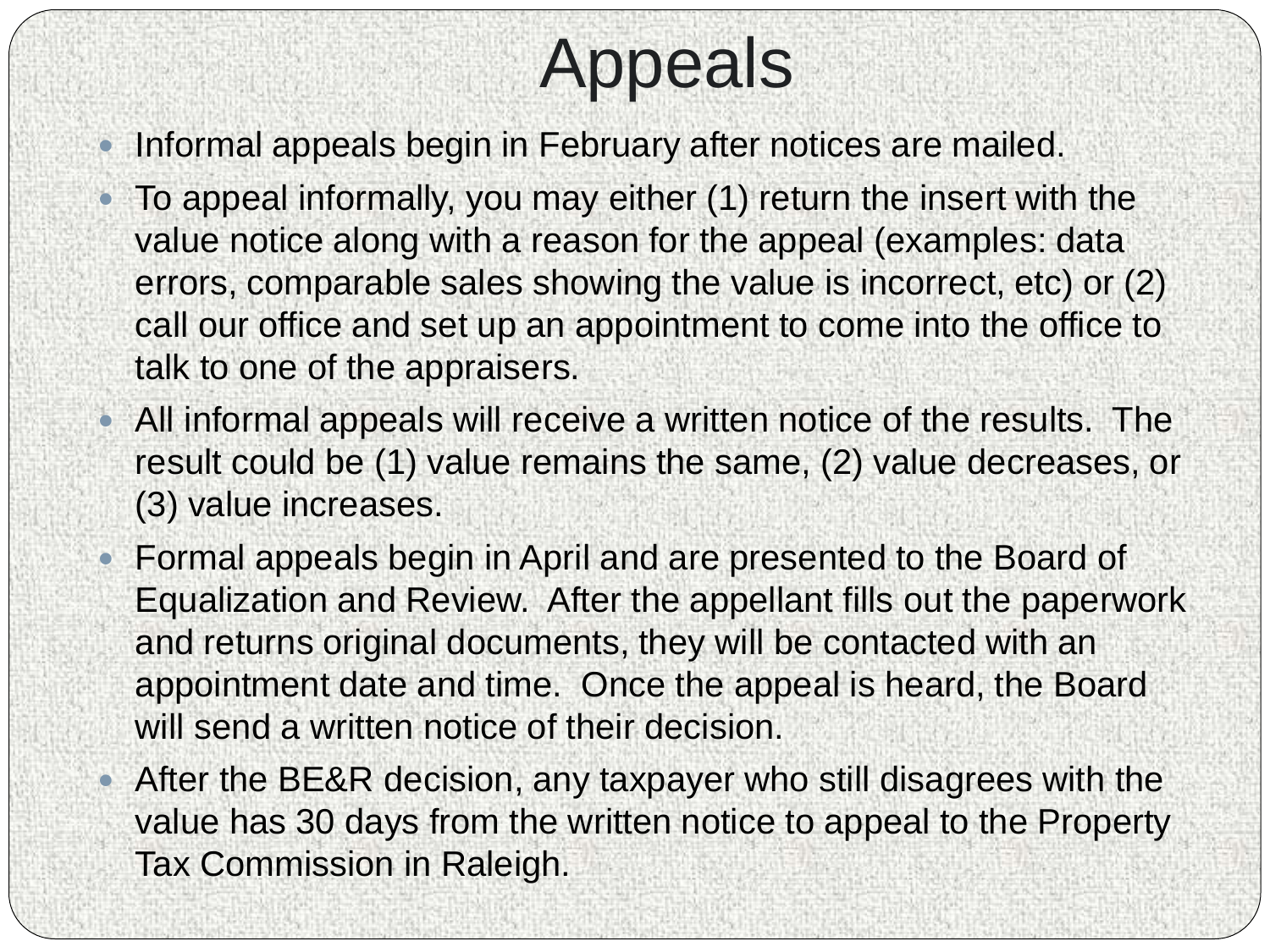# Appeals

- Informal appeals begin in February after notices are mailed.
- To appeal informally, you may either (1) return the insert with the value notice along with a reason for the appeal (examples: data errors, comparable sales showing the value is incorrect, etc) or (2) call our office and set up an appointment to come into the office to talk to one of the appraisers.
- All informal appeals will receive a written notice of the results. The result could be (1) value remains the same, (2) value decreases, or (3) value increases.
- Formal appeals begin in April and are presented to the Board of Equalization and Review. After the appellant fills out the paperwork and returns original documents, they will be contacted with an appointment date and time. Once the appeal is heard, the Board will send a written notice of their decision.
- After the BE&R decision, any taxpayer who still disagrees with the value has 30 days from the written notice to appeal to the Property Tax Commission in Raleigh.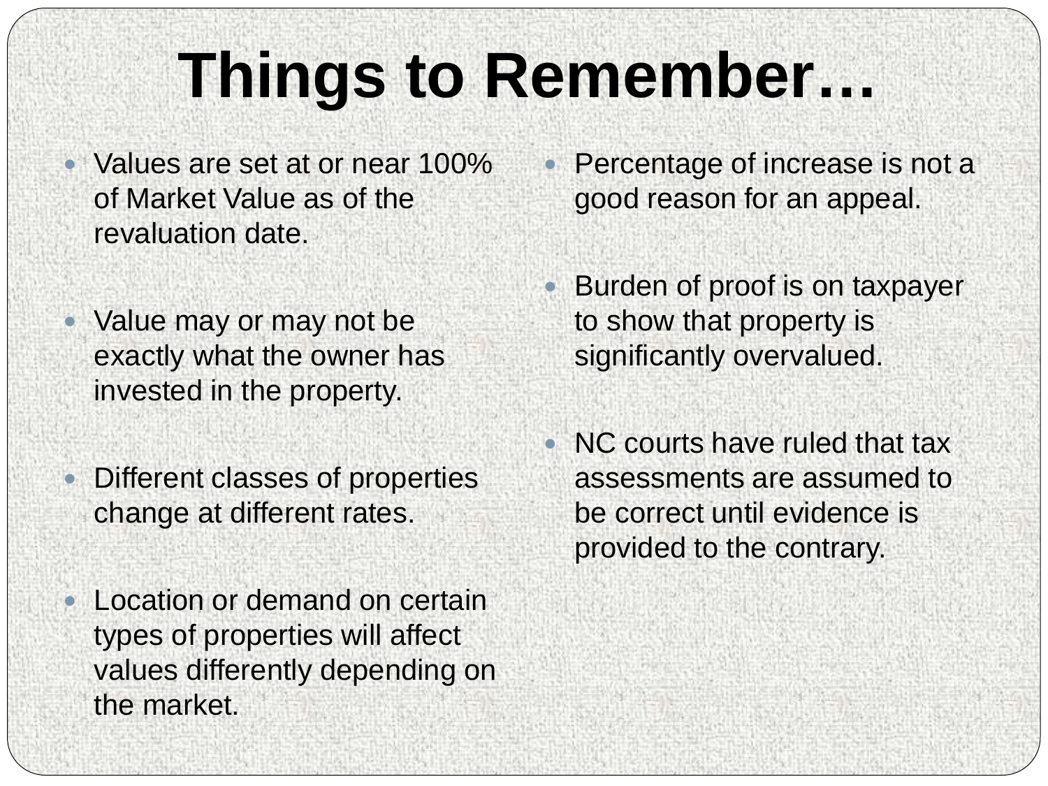# Things to Remember…

- Values are set at or near 100% of Market Value as of the revaluation date.
- Value may or may not be exactly what the owner has invested in the property.
- Different classes of properties change at different rates.
- Location or demand on certain types of properties will affect values differently depending on the market.
- Percentage of increase is not a good reason for an appeal.
- Burden of proof is on taxpayer to show that property is significantly overvalued.
- NC courts have ruled that tax assessments are assumed to be correct until evidence is provided to the contrary.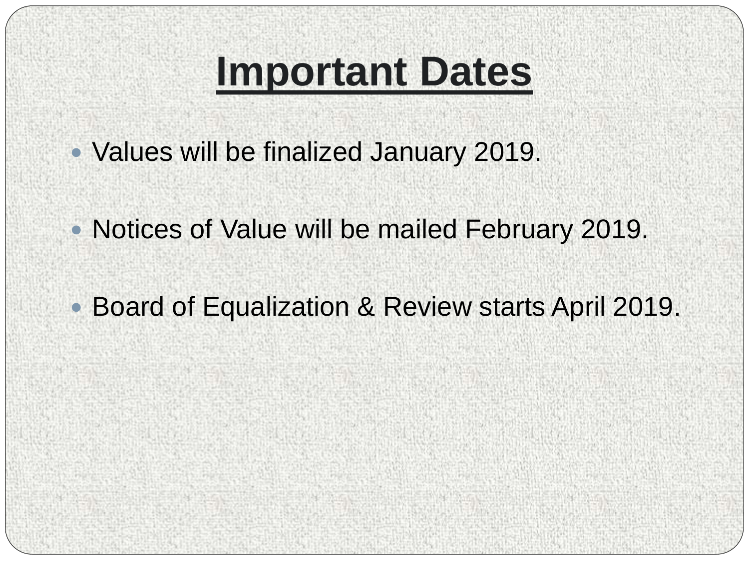# Important Dates

- Values will be finalized January 2019.
- Notices of Value will be mailed February 2019.
- Board of Equalization & Review starts April 2019.